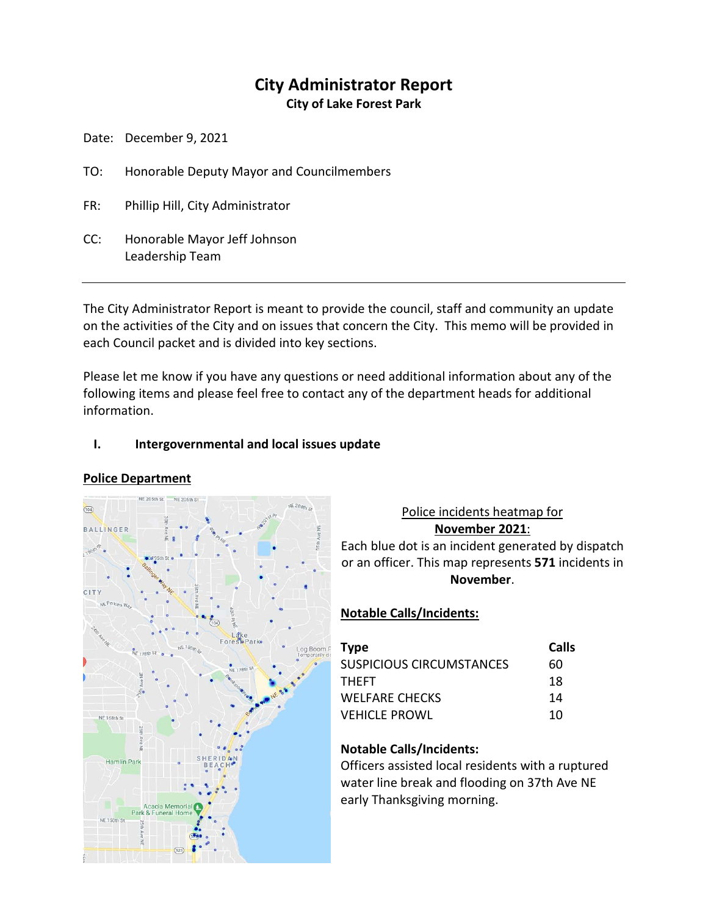# City Administrator Report

**City of Lake Forest Park**

Date: December 9, 2021

TO: Honorable Deputy Mayor and Councilmembers

FR: Phillip Hill, City Administrator

CC: Honorable Mayor Jeff Johnson
Leadership Team

---

The City Administrator Report is meant to provide the council, staff and community an update on the activities of the City and on issues that concern the City. This memo will be provided in each Council packet and is divided into key sections.

Please let me know if you have any questions or need additional information about any of the following items and please feel free to contact any of the department heads for additional information.

## I. Intergovernmental and local issues update

### Police Department

Police incidents heatmap for **November 2021**:

Each blue dot is an incident generated by dispatch or an officer. This map represents **571** incidents in **November**.

**Notable Calls/Incidents:**

| Type | Calls |
|---|---|
| SUSPICIOUS CIRCUMSTANCES | 60 |
| THEFT | 18 |
| WELFARE CHECKS | 14 |
| VEHICLE PROWL | 10 |

**Notable Calls/Incidents:**

Officers assisted local residents with a ruptured water line break and flooding on 37th Ave NE early Thanksgiving morning.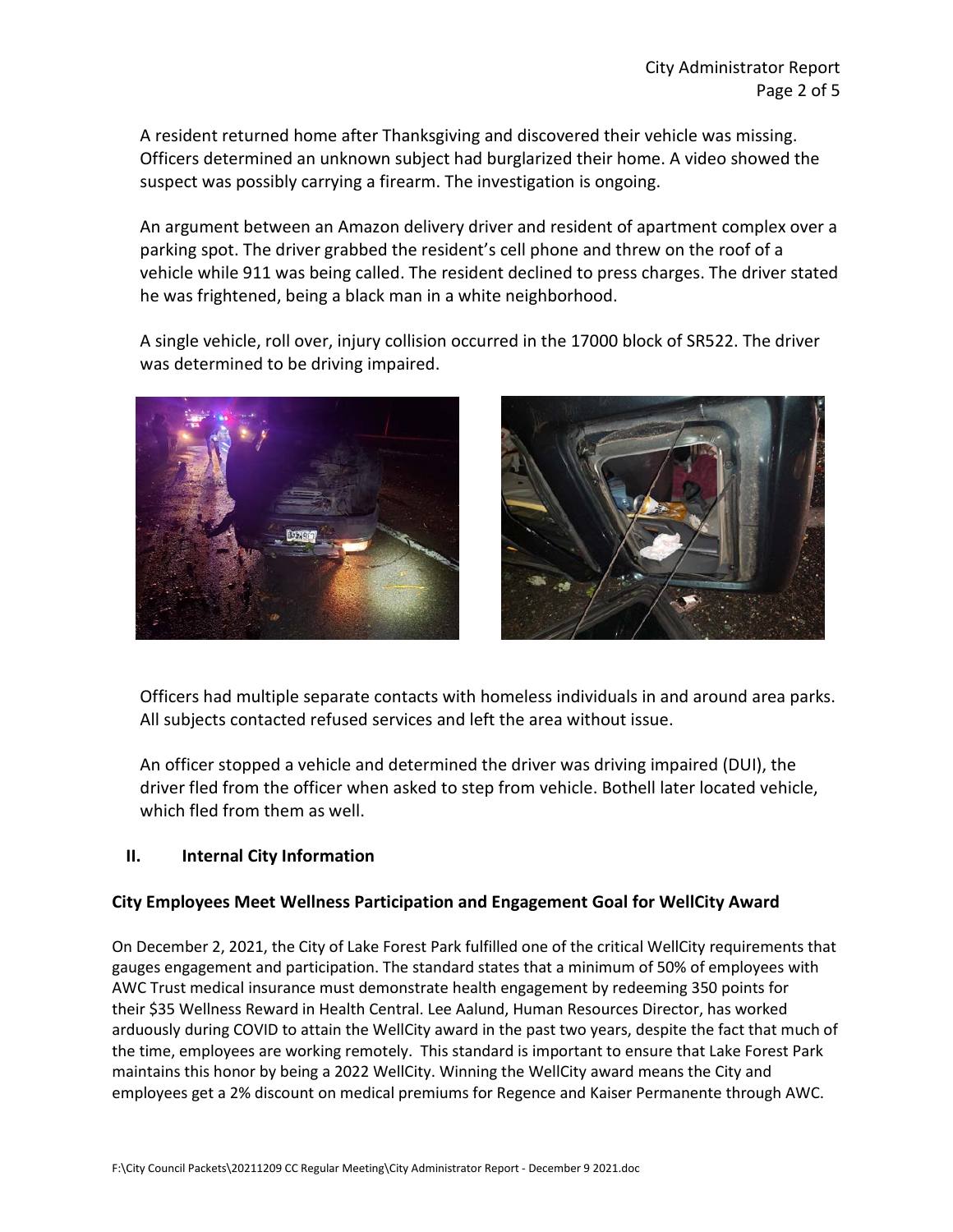A resident returned home after Thanksgiving and discovered their vehicle was missing. Officers determined an unknown subject had burglarized their home. A video showed the suspect was possibly carrying a firearm. The investigation is ongoing.

An argument between an Amazon delivery driver and resident of apartment complex over a parking spot. The driver grabbed the resident's cell phone and threw on the roof of a vehicle while 911 was being called. The resident declined to press charges. The driver stated he was frightened, being a black man in a white neighborhood.

A single vehicle, roll over, injury collision occurred in the 17000 block of SR522. The driver was determined to be driving impaired.

Officers had multiple separate contacts with homeless individuals in and around area parks. All subjects contacted refused services and left the area without issue.

An officer stopped a vehicle and determined the driver was driving impaired (DUI), the driver fled from the officer when asked to step from vehicle. Bothell later located vehicle, which fled from them as well.

## II. Internal City Information

### City Employees Meet Wellness Participation and Engagement Goal for WellCity Award

On December 2, 2021, the City of Lake Forest Park fulfilled one of the critical WellCity requirements that gauges engagement and participation. The standard states that a minimum of 50% of employees with AWC Trust medical insurance must demonstrate health engagement by redeeming 350 points for their $35 Wellness Reward in Health Central. Lee Aalund, Human Resources Director, has worked arduously during COVID to attain the WellCity award in the past two years, despite the fact that much of the time, employees are working remotely. This standard is important to ensure that Lake Forest Park maintains this honor by being a 2022 WellCity. Winning the WellCity award means the City and employees get a 2% discount on medical premiums for Regence and Kaiser Permanente through AWC.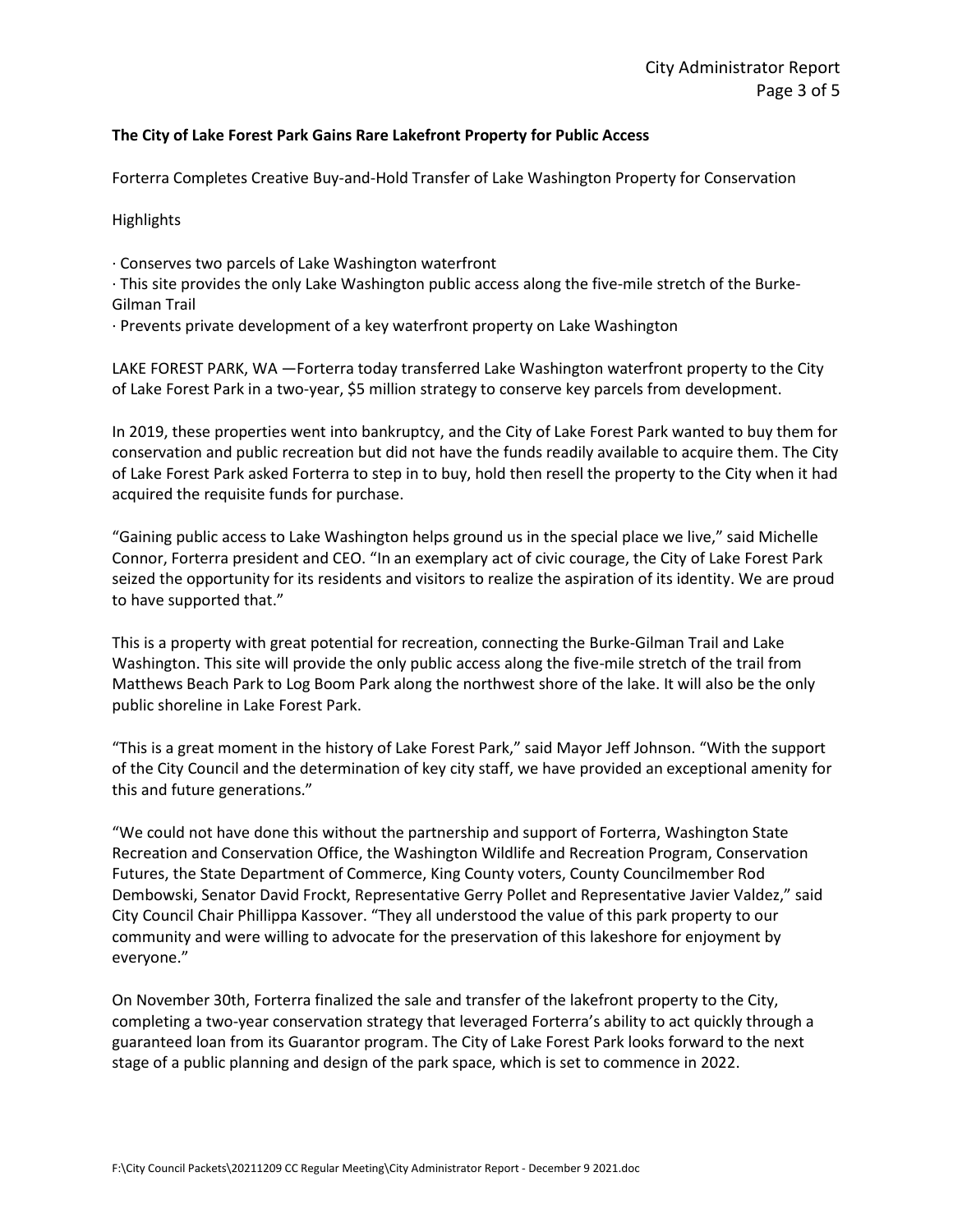**The City of Lake Forest Park Gains Rare Lakefront Property for Public Access**

Forterra Completes Creative Buy-and-Hold Transfer of Lake Washington Property for Conservation

Highlights

- Conserves two parcels of Lake Washington waterfront
- This site provides the only Lake Washington public access along the five-mile stretch of the Burke-Gilman Trail
- Prevents private development of a key waterfront property on Lake Washington

LAKE FOREST PARK, WA —Forterra today transferred Lake Washington waterfront property to the City of Lake Forest Park in a two-year, $5 million strategy to conserve key parcels from development.

In 2019, these properties went into bankruptcy, and the City of Lake Forest Park wanted to buy them for conservation and public recreation but did not have the funds readily available to acquire them. The City of Lake Forest Park asked Forterra to step in to buy, hold then resell the property to the City when it had acquired the requisite funds for purchase.

"Gaining public access to Lake Washington helps ground us in the special place we live," said Michelle Connor, Forterra president and CEO. "In an exemplary act of civic courage, the City of Lake Forest Park seized the opportunity for its residents and visitors to realize the aspiration of its identity. We are proud to have supported that."

This is a property with great potential for recreation, connecting the Burke-Gilman Trail and Lake Washington. This site will provide the only public access along the five-mile stretch of the trail from Matthews Beach Park to Log Boom Park along the northwest shore of the lake. It will also be the only public shoreline in Lake Forest Park.

"This is a great moment in the history of Lake Forest Park," said Mayor Jeff Johnson. "With the support of the City Council and the determination of key city staff, we have provided an exceptional amenity for this and future generations."

"We could not have done this without the partnership and support of Forterra, Washington State Recreation and Conservation Office, the Washington Wildlife and Recreation Program, Conservation Futures, the State Department of Commerce, King County voters, County Councilmember Rod Dembowski, Senator David Frockt, Representative Gerry Pollet and Representative Javier Valdez," said City Council Chair Phillippa Kassover. "They all understood the value of this park property to our community and were willing to advocate for the preservation of this lakeshore for enjoyment by everyone."

On November 30th, Forterra finalized the sale and transfer of the lakefront property to the City, completing a two-year conservation strategy that leveraged Forterra's ability to act quickly through a guaranteed loan from its Guarantor program. The City of Lake Forest Park looks forward to the next stage of a public planning and design of the park space, which is set to commence in 2022.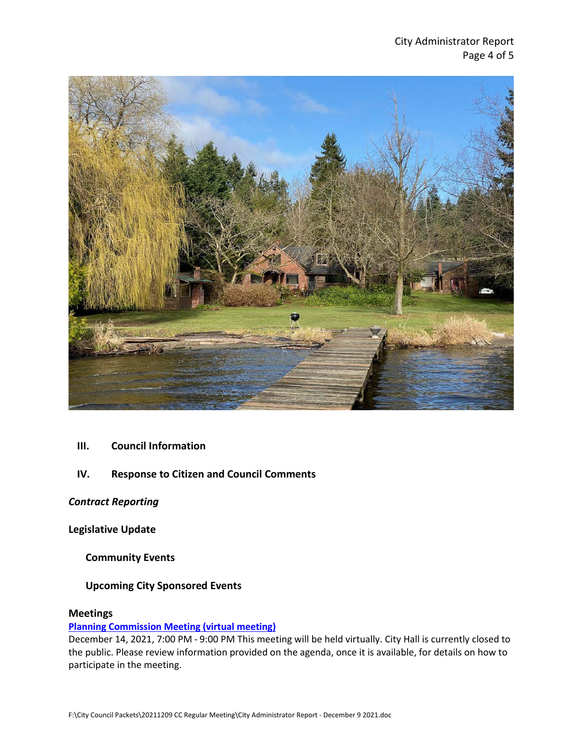## III. Council Information

## IV. Response to Citizen and Council Comments

***Contract Reporting***

**Legislative Update**

**Community Events**

**Upcoming City Sponsored Events**

**Meetings**

**Planning Commission Meeting (virtual meeting)**

December 14, 2021, 7:00 PM - 9:00 PM This meeting will be held virtually. City Hall is currently closed to the public. Please review information provided on the agenda, once it is available, for details on how to participate in the meeting.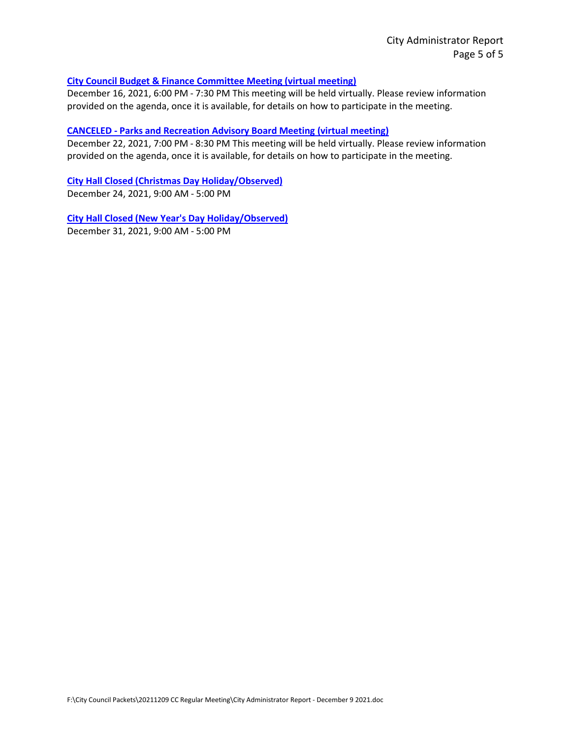**City Council Budget & Finance Committee Meeting (virtual meeting)**
December 16, 2021, 6:00 PM - 7:30 PM This meeting will be held virtually. Please review information provided on the agenda, once it is available, for details on how to participate in the meeting.

**CANCELED - Parks and Recreation Advisory Board Meeting (virtual meeting)**
December 22, 2021, 7:00 PM - 8:30 PM This meeting will be held virtually. Please review information provided on the agenda, once it is available, for details on how to participate in the meeting.

**City Hall Closed (Christmas Day Holiday/Observed)**
December 24, 2021, 9:00 AM - 5:00 PM

**City Hall Closed (New Year's Day Holiday/Observed)**
December 31, 2021, 9:00 AM - 5:00 PM